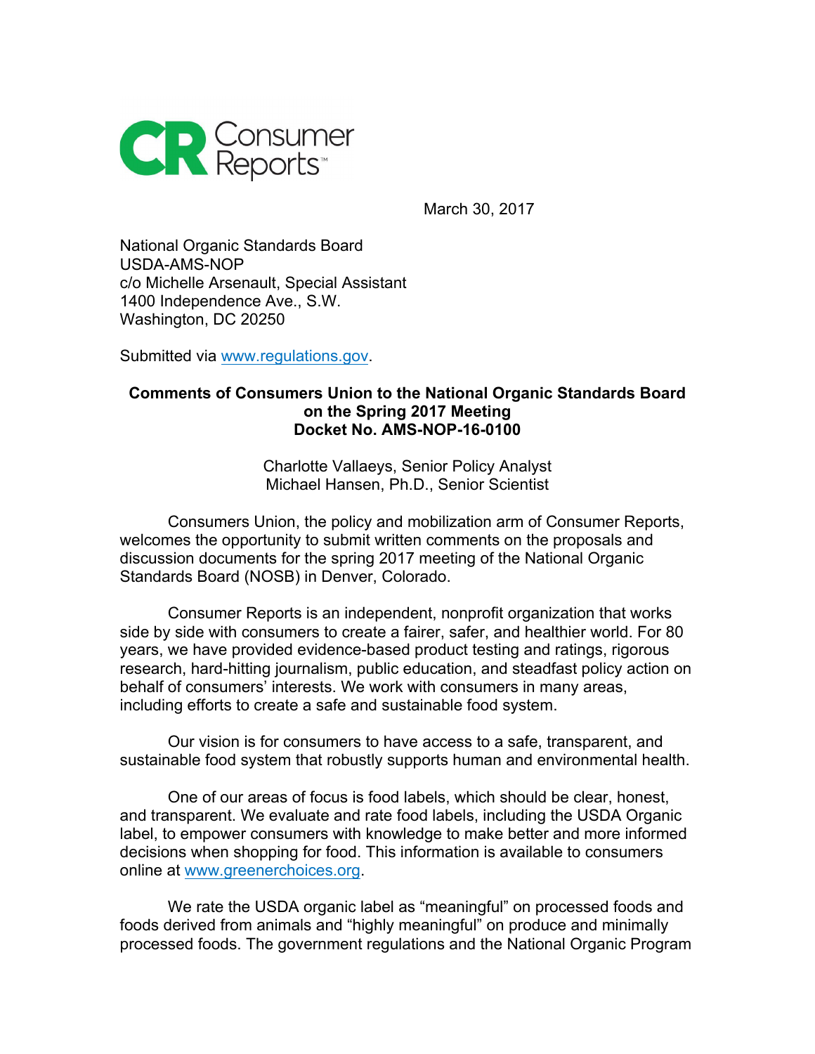Consumer Reports

March 30, 2017

National Organic Standards Board
USDA-AMS-NOP
c/o Michelle Arsenault, Special Assistant
1400 Independence Ave., S.W.
Washington, DC 20250

Submitted via www.regulations.gov.

**Comments of Consumers Union to the National Organic Standards Board on the Spring 2017 Meeting**
**Docket No. AMS-NOP-16-0100**

Charlotte Vallaeys, Senior Policy Analyst
Michael Hansen, Ph.D., Senior Scientist

Consumers Union, the policy and mobilization arm of Consumer Reports, welcomes the opportunity to submit written comments on the proposals and discussion documents for the spring 2017 meeting of the National Organic Standards Board (NOSB) in Denver, Colorado.

Consumer Reports is an independent, nonprofit organization that works side by side with consumers to create a fairer, safer, and healthier world. For 80 years, we have provided evidence-based product testing and ratings, rigorous research, hard-hitting journalism, public education, and steadfast policy action on behalf of consumers' interests. We work with consumers in many areas, including efforts to create a safe and sustainable food system.

Our vision is for consumers to have access to a safe, transparent, and sustainable food system that robustly supports human and environmental health.

One of our areas of focus is food labels, which should be clear, honest, and transparent. We evaluate and rate food labels, including the USDA Organic label, to empower consumers with knowledge to make better and more informed decisions when shopping for food. This information is available to consumers online at www.greenerchoices.org.

We rate the USDA organic label as "meaningful" on processed foods and foods derived from animals and "highly meaningful" on produce and minimally processed foods. The government regulations and the National Organic Program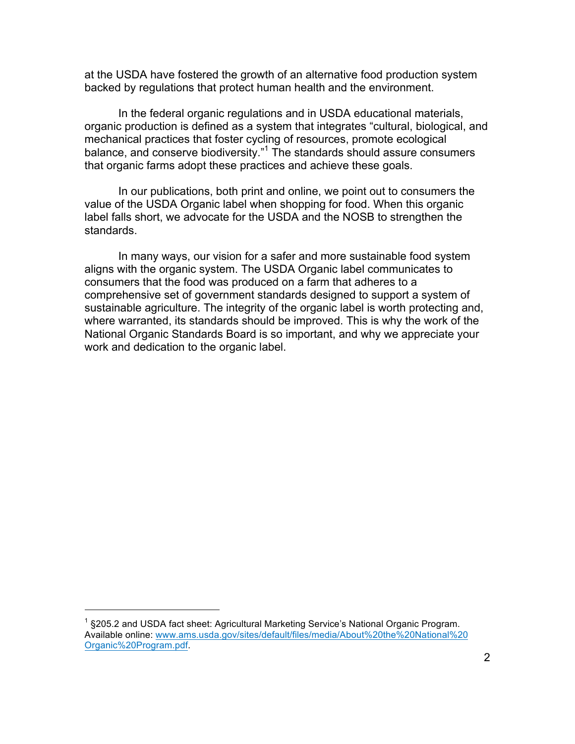at the USDA have fostered the growth of an alternative food production system backed by regulations that protect human health and the environment.

In the federal organic regulations and in USDA educational materials, organic production is defined as a system that integrates "cultural, biological, and mechanical practices that foster cycling of resources, promote ecological balance, and conserve biodiversity."[1] The standards should assure consumers that organic farms adopt these practices and achieve these goals.

In our publications, both print and online, we point out to consumers the value of the USDA Organic label when shopping for food. When this organic label falls short, we advocate for the USDA and the NOSB to strengthen the standards.

In many ways, our vision for a safer and more sustainable food system aligns with the organic system. The USDA Organic label communicates to consumers that the food was produced on a farm that adheres to a comprehensive set of government standards designed to support a system of sustainable agriculture. The integrity of the organic label is worth protecting and, where warranted, its standards should be improved. This is why the work of the National Organic Standards Board is so important, and why we appreciate your work and dedication to the organic label.

---

[1] §205.2 and USDA fact sheet: Agricultural Marketing Service's National Organic Program. Available online: [www.ams.usda.gov/sites/default/files/media/About%20the%20National%20Organic%20Program.pdf](www.ams.usda.gov/sites/default/files/media/About%20the%20National%20Organic%20Program.pdf).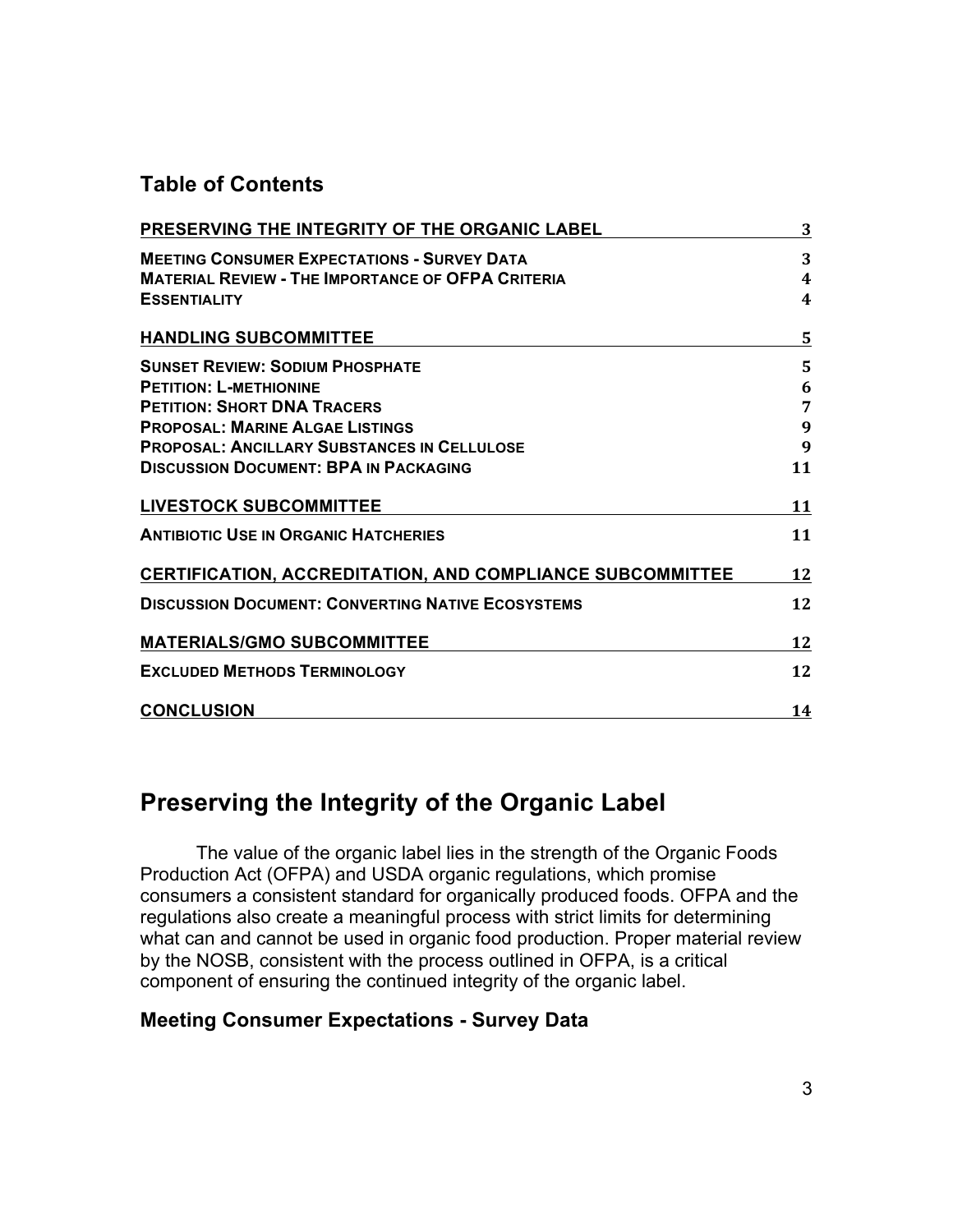## Table of Contents

| | |
|---|---|
| **PRESERVING THE INTEGRITY OF THE ORGANIC LABEL** | **3** |
| **MEETING CONSUMER EXPECTATIONS - SURVEY DATA** | **3** |
| **MATERIAL REVIEW - THE IMPORTANCE OF OFPA CRITERIA** | **4** |
| **ESSENTIALITY** | **4** |
| **HANDLING SUBCOMMITTEE** | **5** |
| **SUNSET REVIEW: SODIUM PHOSPHATE** | **5** |
| **PETITION: L-METHIONINE** | **6** |
| **PETITION: SHORT DNA TRACERS** | **7** |
| **PROPOSAL: MARINE ALGAE LISTINGS** | **9** |
| **PROPOSAL: ANCILLARY SUBSTANCES IN CELLULOSE** | **9** |
| **DISCUSSION DOCUMENT: BPA IN PACKAGING** | **11** |
| **LIVESTOCK SUBCOMMITTEE** | **11** |
| **ANTIBIOTIC USE IN ORGANIC HATCHERIES** | **11** |
| **CERTIFICATION, ACCREDITATION, AND COMPLIANCE SUBCOMMITTEE** | **12** |
| **DISCUSSION DOCUMENT: CONVERTING NATIVE ECOSYSTEMS** | **12** |
| **MATERIALS/GMO SUBCOMMITTEE** | **12** |
| **EXCLUDED METHODS TERMINOLOGY** | **12** |
| **CONCLUSION** | **14** |

# Preserving the Integrity of the Organic Label

The value of the organic label lies in the strength of the Organic Foods Production Act (OFPA) and USDA organic regulations, which promise consumers a consistent standard for organically produced foods. OFPA and the regulations also create a meaningful process with strict limits for determining what can and cannot be used in organic food production. Proper material review by the NOSB, consistent with the process outlined in OFPA, is a critical component of ensuring the continued integrity of the organic label.

## Meeting Consumer Expectations - Survey Data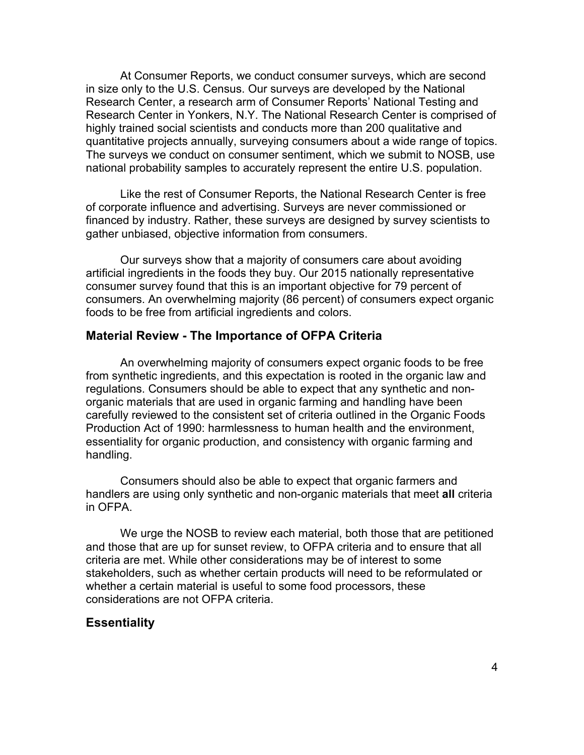At Consumer Reports, we conduct consumer surveys, which are second in size only to the U.S. Census. Our surveys are developed by the National Research Center, a research arm of Consumer Reports' National Testing and Research Center in Yonkers, N.Y. The National Research Center is comprised of highly trained social scientists and conducts more than 200 qualitative and quantitative projects annually, surveying consumers about a wide range of topics. The surveys we conduct on consumer sentiment, which we submit to NOSB, use national probability samples to accurately represent the entire U.S. population.

Like the rest of Consumer Reports, the National Research Center is free of corporate influence and advertising. Surveys are never commissioned or financed by industry. Rather, these surveys are designed by survey scientists to gather unbiased, objective information from consumers.

Our surveys show that a majority of consumers care about avoiding artificial ingredients in the foods they buy. Our 2015 nationally representative consumer survey found that this is an important objective for 79 percent of consumers. An overwhelming majority (86 percent) of consumers expect organic foods to be free from artificial ingredients and colors.

## Material Review - The Importance of OFPA Criteria

An overwhelming majority of consumers expect organic foods to be free from synthetic ingredients, and this expectation is rooted in the organic law and regulations. Consumers should be able to expect that any synthetic and non-organic materials that are used in organic farming and handling have been carefully reviewed to the consistent set of criteria outlined in the Organic Foods Production Act of 1990: harmlessness to human health and the environment, essentiality for organic production, and consistency with organic farming and handling.

Consumers should also be able to expect that organic farmers and handlers are using only synthetic and non-organic materials that meet **all** criteria in OFPA.

We urge the NOSB to review each material, both those that are petitioned and those that are up for sunset review, to OFPA criteria and to ensure that all criteria are met. While other considerations may be of interest to some stakeholders, such as whether certain products will need to be reformulated or whether a certain material is useful to some food processors, these considerations are not OFPA criteria.

## Essentiality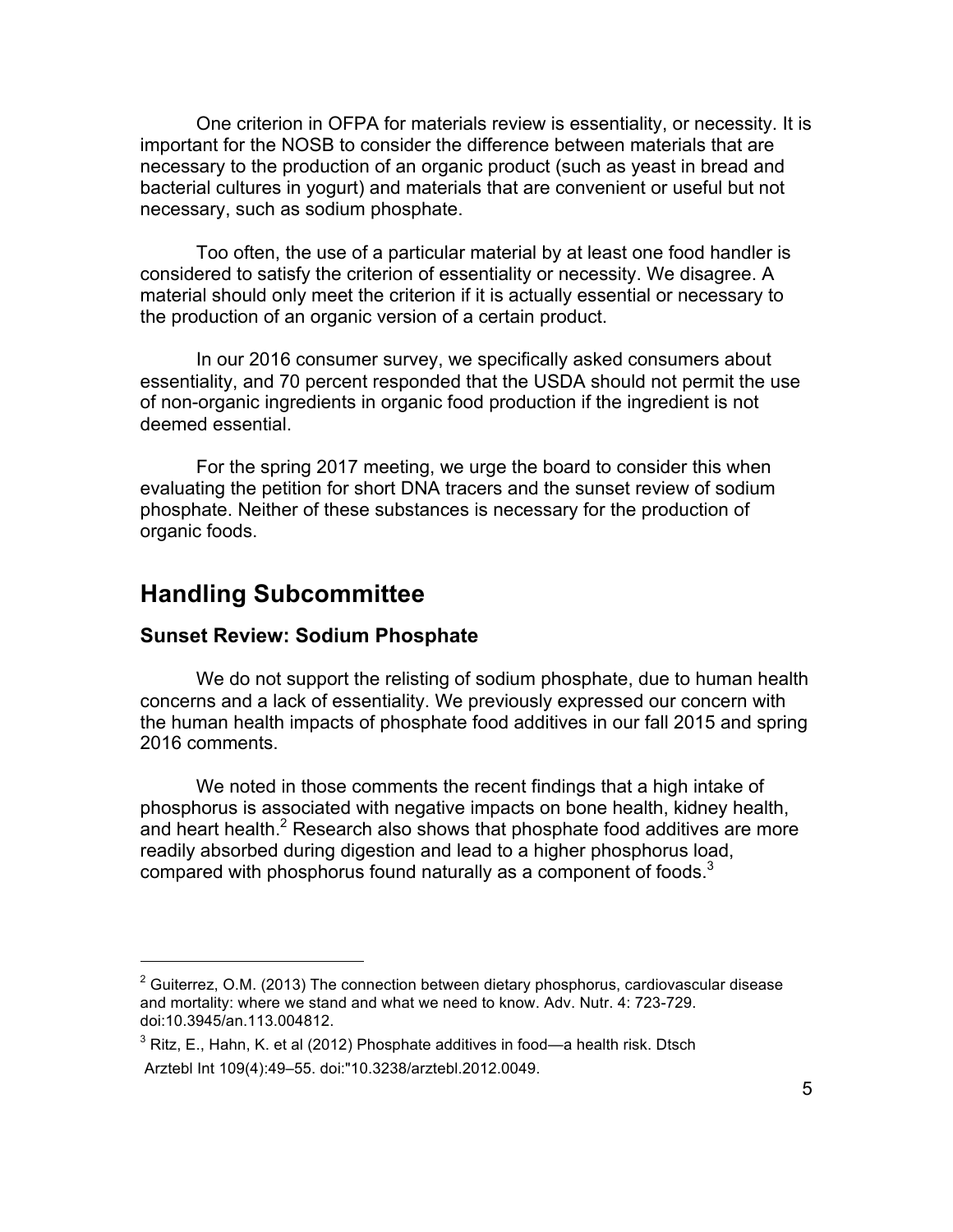One criterion in OFPA for materials review is essentiality, or necessity. It is important for the NOSB to consider the difference between materials that are necessary to the production of an organic product (such as yeast in bread and bacterial cultures in yogurt) and materials that are convenient or useful but not necessary, such as sodium phosphate.

Too often, the use of a particular material by at least one food handler is considered to satisfy the criterion of essentiality or necessity. We disagree. A material should only meet the criterion if it is actually essential or necessary to the production of an organic version of a certain product.

In our 2016 consumer survey, we specifically asked consumers about essentiality, and 70 percent responded that the USDA should not permit the use of non-organic ingredients in organic food production if the ingredient is not deemed essential.

For the spring 2017 meeting, we urge the board to consider this when evaluating the petition for short DNA tracers and the sunset review of sodium phosphate. Neither of these substances is necessary for the production of organic foods.

## Handling Subcommittee

### Sunset Review: Sodium Phosphate

We do not support the relisting of sodium phosphate, due to human health concerns and a lack of essentiality. We previously expressed our concern with the human health impacts of phosphate food additives in our fall 2015 and spring 2016 comments.

We noted in those comments the recent findings that a high intake of phosphorus is associated with negative impacts on bone health, kidney health, and heart health.[2] Research also shows that phosphate food additives are more readily absorbed during digestion and lead to a higher phosphorus load, compared with phosphorus found naturally as a component of foods.[3]

---

[2] Guiterrez, O.M. (2013) The connection between dietary phosphorus, cardiovascular disease and mortality: where we stand and what we need to know. Adv. Nutr. 4: 723-729. doi:10.3945/an.113.004812.

[3] Ritz, E., Hahn, K. et al (2012) Phosphate additives in food—a health risk. Dtsch Arztebl Int 109(4):49–55. doi:"10.3238/arztebl.2012.0049.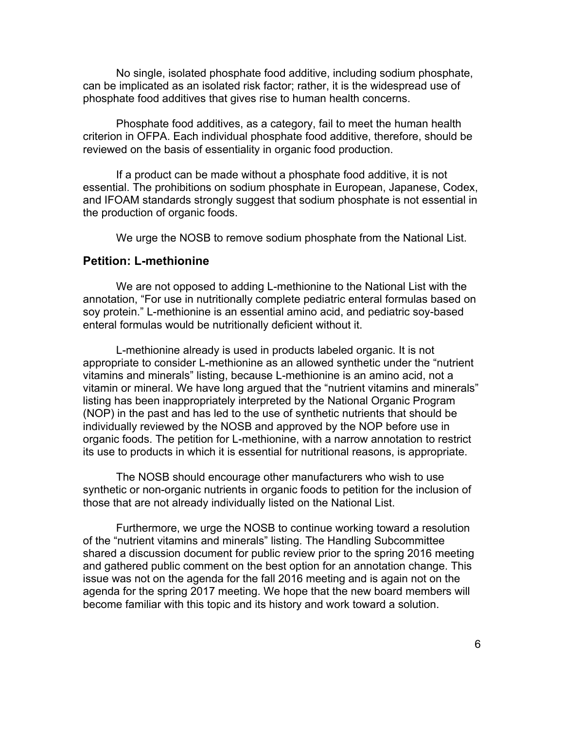No single, isolated phosphate food additive, including sodium phosphate, can be implicated as an isolated risk factor; rather, it is the widespread use of phosphate food additives that gives rise to human health concerns.

Phosphate food additives, as a category, fail to meet the human health criterion in OFPA. Each individual phosphate food additive, therefore, should be reviewed on the basis of essentiality in organic food production.

If a product can be made without a phosphate food additive, it is not essential. The prohibitions on sodium phosphate in European, Japanese, Codex, and IFOAM standards strongly suggest that sodium phosphate is not essential in the production of organic foods.

We urge the NOSB to remove sodium phosphate from the National List.

## Petition: L-methionine

We are not opposed to adding L-methionine to the National List with the annotation, "For use in nutritionally complete pediatric enteral formulas based on soy protein." L-methionine is an essential amino acid, and pediatric soy-based enteral formulas would be nutritionally deficient without it.

L-methionine already is used in products labeled organic. It is not appropriate to consider L-methionine as an allowed synthetic under the "nutrient vitamins and minerals" listing, because L-methionine is an amino acid, not a vitamin or mineral. We have long argued that the "nutrient vitamins and minerals" listing has been inappropriately interpreted by the National Organic Program (NOP) in the past and has led to the use of synthetic nutrients that should be individually reviewed by the NOSB and approved by the NOP before use in organic foods. The petition for L-methionine, with a narrow annotation to restrict its use to products in which it is essential for nutritional reasons, is appropriate.

The NOSB should encourage other manufacturers who wish to use synthetic or non-organic nutrients in organic foods to petition for the inclusion of those that are not already individually listed on the National List.

Furthermore, we urge the NOSB to continue working toward a resolution of the "nutrient vitamins and minerals" listing. The Handling Subcommittee shared a discussion document for public review prior to the spring 2016 meeting and gathered public comment on the best option for an annotation change. This issue was not on the agenda for the fall 2016 meeting and is again not on the agenda for the spring 2017 meeting. We hope that the new board members will become familiar with this topic and its history and work toward a solution.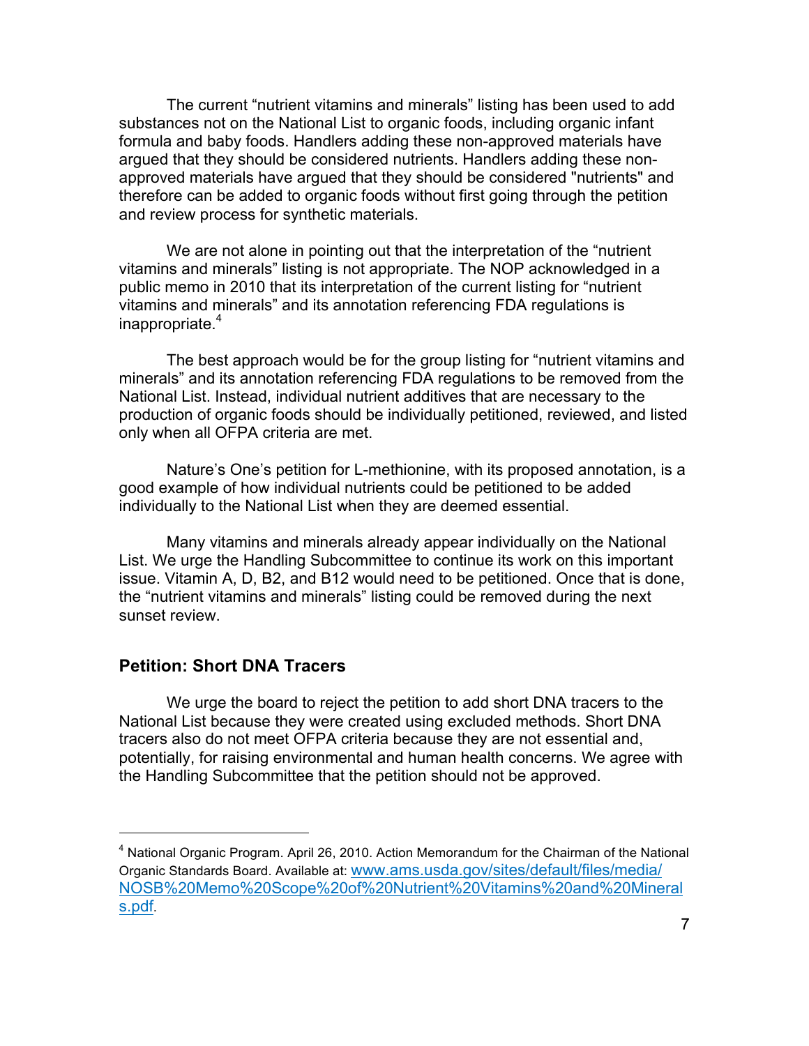The current "nutrient vitamins and minerals" listing has been used to add substances not on the National List to organic foods, including organic infant formula and baby foods. Handlers adding these non-approved materials have argued that they should be considered nutrients. Handlers adding these non-approved materials have argued that they should be considered "nutrients" and therefore can be added to organic foods without first going through the petition and review process for synthetic materials.

We are not alone in pointing out that the interpretation of the "nutrient vitamins and minerals" listing is not appropriate. The NOP acknowledged in a public memo in 2010 that its interpretation of the current listing for "nutrient vitamins and minerals" and its annotation referencing FDA regulations is inappropriate.[4]

The best approach would be for the group listing for "nutrient vitamins and minerals" and its annotation referencing FDA regulations to be removed from the National List. Instead, individual nutrient additives that are necessary to the production of organic foods should be individually petitioned, reviewed, and listed only when all OFPA criteria are met.

Nature's One's petition for L-methionine, with its proposed annotation, is a good example of how individual nutrients could be petitioned to be added individually to the National List when they are deemed essential.

Many vitamins and minerals already appear individually on the National List. We urge the Handling Subcommittee to continue its work on this important issue. Vitamin A, D, B2, and B12 would need to be petitioned. Once that is done, the "nutrient vitamins and minerals" listing could be removed during the next sunset review.

## Petition: Short DNA Tracers

We urge the board to reject the petition to add short DNA tracers to the National List because they were created using excluded methods. Short DNA tracers also do not meet OFPA criteria because they are not essential and, potentially, for raising environmental and human health concerns. We agree with the Handling Subcommittee that the petition should not be approved.

---

[4] National Organic Program. April 26, 2010. Action Memorandum for the Chairman of the National Organic Standards Board. Available at: [www.ams.usda.gov/sites/default/files/media/NOSB%20Memo%20Scope%20of%20Nutrient%20Vitamins%20and%20Minerals.pdf](www.ams.usda.gov/sites/default/files/media/NOSB%20Memo%20Scope%20of%20Nutrient%20Vitamins%20and%20Minerals.pdf).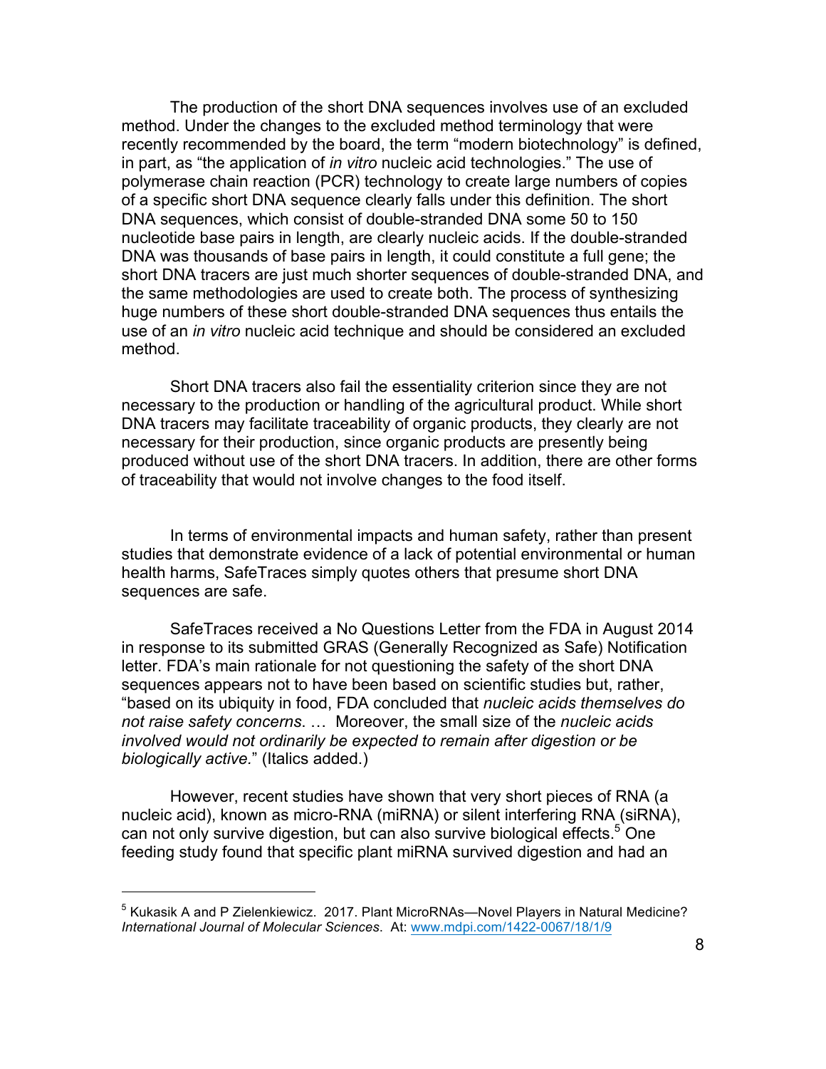The production of the short DNA sequences involves use of an excluded method. Under the changes to the excluded method terminology that were recently recommended by the board, the term "modern biotechnology" is defined, in part, as "the application of *in vitro* nucleic acid technologies." The use of polymerase chain reaction (PCR) technology to create large numbers of copies of a specific short DNA sequence clearly falls under this definition. The short DNA sequences, which consist of double-stranded DNA some 50 to 150 nucleotide base pairs in length, are clearly nucleic acids. If the double-stranded DNA was thousands of base pairs in length, it could constitute a full gene; the short DNA tracers are just much shorter sequences of double-stranded DNA, and the same methodologies are used to create both. The process of synthesizing huge numbers of these short double-stranded DNA sequences thus entails the use of an *in vitro* nucleic acid technique and should be considered an excluded method.

Short DNA tracers also fail the essentiality criterion since they are not necessary to the production or handling of the agricultural product. While short DNA tracers may facilitate traceability of organic products, they clearly are not necessary for their production, since organic products are presently being produced without use of the short DNA tracers. In addition, there are other forms of traceability that would not involve changes to the food itself.

In terms of environmental impacts and human safety, rather than present studies that demonstrate evidence of a lack of potential environmental or human health harms, SafeTraces simply quotes others that presume short DNA sequences are safe.

SafeTraces received a No Questions Letter from the FDA in August 2014 in response to its submitted GRAS (Generally Recognized as Safe) Notification letter. FDA's main rationale for not questioning the safety of the short DNA sequences appears not to have been based on scientific studies but, rather, "based on its ubiquity in food, FDA concluded that *nucleic acids themselves do not raise safety concerns*. … Moreover, the small size of the *nucleic acids involved would not ordinarily be expected to remain after digestion or be biologically active.*" (Italics added.)

However, recent studies have shown that very short pieces of RNA (a nucleic acid), known as micro-RNA (miRNA) or silent interfering RNA (siRNA), can not only survive digestion, but can also survive biological effects.[5] One feeding study found that specific plant miRNA survived digestion and had an

---

[5] Kukasik A and P Zielenkiewicz. 2017. Plant MicroRNAs—Novel Players in Natural Medicine? *International Journal of Molecular Sciences*. At: www.mdpi.com/1422-0067/18/1/9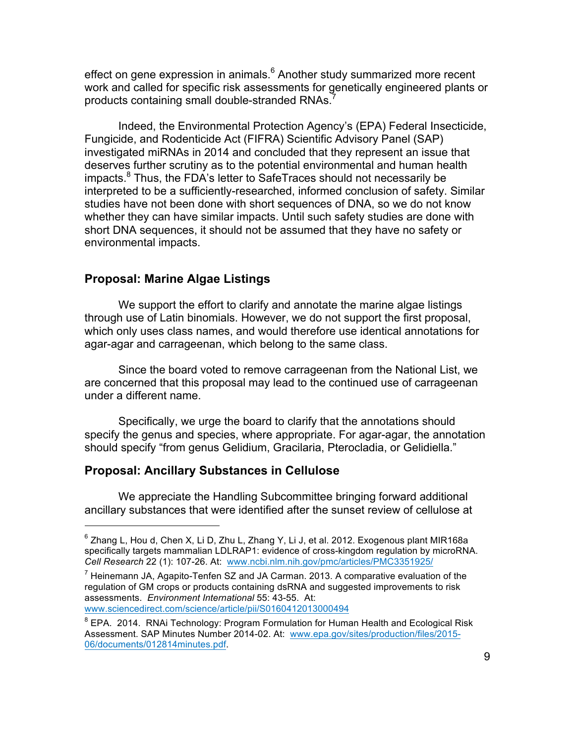effect on gene expression in animals.[6] Another study summarized more recent work and called for specific risk assessments for genetically engineered plants or products containing small double-stranded RNAs.[7]

Indeed, the Environmental Protection Agency's (EPA) Federal Insecticide, Fungicide, and Rodenticide Act (FIFRA) Scientific Advisory Panel (SAP) investigated miRNAs in 2014 and concluded that they represent an issue that deserves further scrutiny as to the potential environmental and human health impacts.[8] Thus, the FDA's letter to SafeTraces should not necessarily be interpreted to be a sufficiently-researched, informed conclusion of safety. Similar studies have not been done with short sequences of DNA, so we do not know whether they can have similar impacts. Until such safety studies are done with short DNA sequences, it should not be assumed that they have no safety or environmental impacts.

## Proposal: Marine Algae Listings

We support the effort to clarify and annotate the marine algae listings through use of Latin binomials. However, we do not support the first proposal, which only uses class names, and would therefore use identical annotations for agar-agar and carrageenan, which belong to the same class.

Since the board voted to remove carrageenan from the National List, we are concerned that this proposal may lead to the continued use of carrageenan under a different name.

Specifically, we urge the board to clarify that the annotations should specify the genus and species, where appropriate. For agar-agar, the annotation should specify "from genus Gelidium, Gracilaria, Pterocladia, or Gelidiella."

## Proposal: Ancillary Substances in Cellulose

We appreciate the Handling Subcommittee bringing forward additional ancillary substances that were identified after the sunset review of cellulose at

---

[6] Zhang L, Hou d, Chen X, Li D, Zhu L, Zhang Y, Li J, et al. 2012. Exogenous plant MIR168a specifically targets mammalian LDLRAP1: evidence of cross-kingdom regulation by microRNA. *Cell Research* 22 (1): 107-26. At: www.ncbi.nlm.nih.gov/pmc/articles/PMC3351925/

[7] Heinemann JA, Agapito-Tenfen SZ and JA Carman. 2013. A comparative evaluation of the regulation of GM crops or products containing dsRNA and suggested improvements to risk assessments. *Environment International* 55: 43-55. At: www.sciencedirect.com/science/article/pii/S0160412013000494

[8] EPA. 2014. RNAi Technology: Program Formulation for Human Health and Ecological Risk Assessment. SAP Minutes Number 2014-02. At: www.epa.gov/sites/production/files/2015-06/documents/012814minutes.pdf.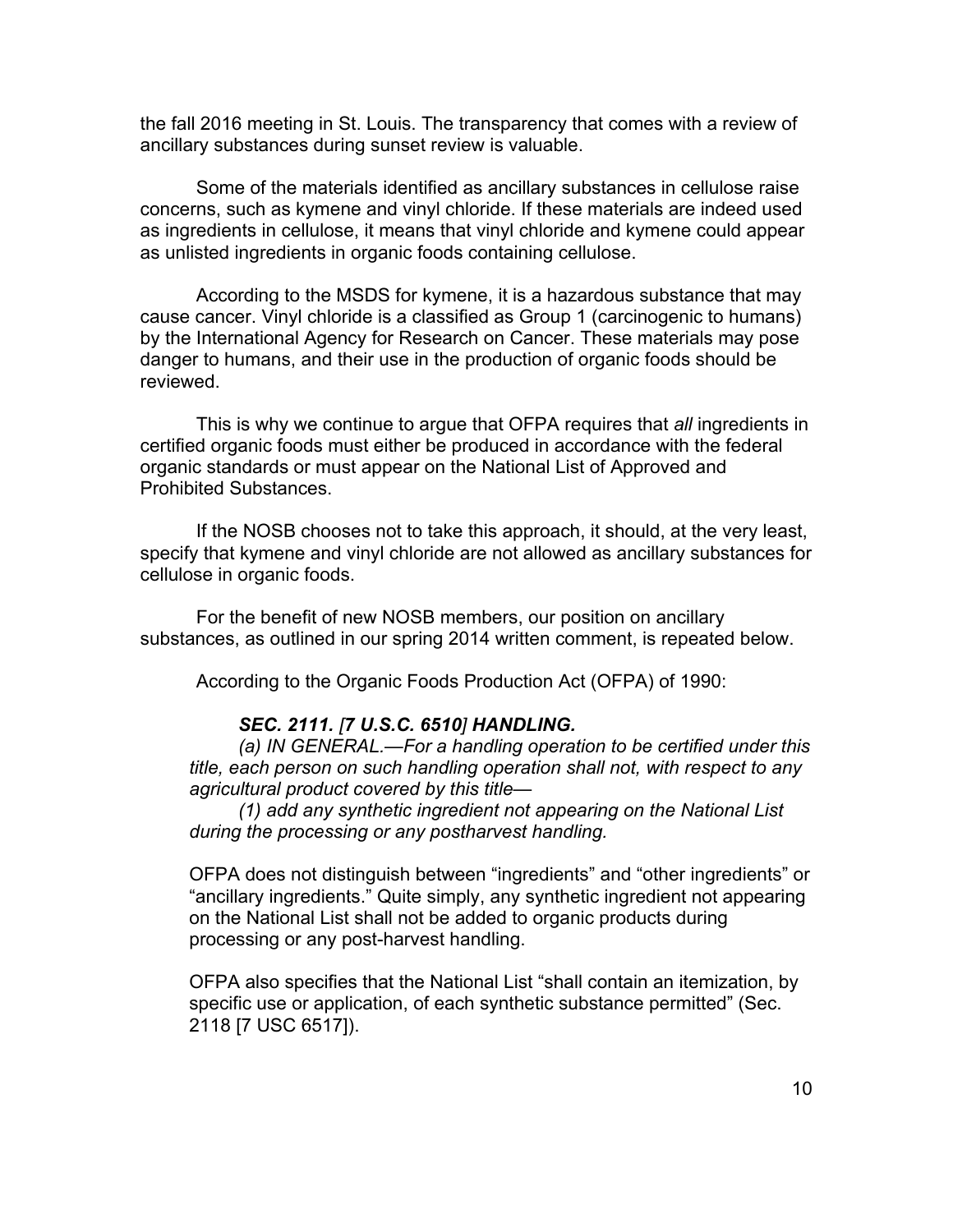the fall 2016 meeting in St. Louis. The transparency that comes with a review of ancillary substances during sunset review is valuable.

Some of the materials identified as ancillary substances in cellulose raise concerns, such as kymene and vinyl chloride. If these materials are indeed used as ingredients in cellulose, it means that vinyl chloride and kymene could appear as unlisted ingredients in organic foods containing cellulose.

According to the MSDS for kymene, it is a hazardous substance that may cause cancer. Vinyl chloride is a classified as Group 1 (carcinogenic to humans) by the International Agency for Research on Cancer. These materials may pose danger to humans, and their use in the production of organic foods should be reviewed.

This is why we continue to argue that OFPA requires that *all* ingredients in certified organic foods must either be produced in accordance with the federal organic standards or must appear on the National List of Approved and Prohibited Substances.

If the NOSB chooses not to take this approach, it should, at the very least, specify that kymene and vinyl chloride are not allowed as ancillary substances for cellulose in organic foods.

For the benefit of new NOSB members, our position on ancillary substances, as outlined in our spring 2014 written comment, is repeated below.

According to the Organic Foods Production Act (OFPA) of 1990:

> ***SEC. 2111.** [**7 U.S.C. 6510**] **HANDLING.***
>
> *(a) IN GENERAL.—For a handling operation to be certified under this title, each person on such handling operation shall not, with respect to any agricultural product covered by this title—*
>
> *(1) add any synthetic ingredient not appearing on the National List during the processing or any postharvest handling.*
>
> OFPA does not distinguish between "ingredients" and "other ingredients" or "ancillary ingredients." Quite simply, any synthetic ingredient not appearing on the National List shall not be added to organic products during processing or any post-harvest handling.
>
> OFPA also specifies that the National List "shall contain an itemization, by specific use or application, of each synthetic substance permitted" (Sec. 2118 [7 USC 6517]).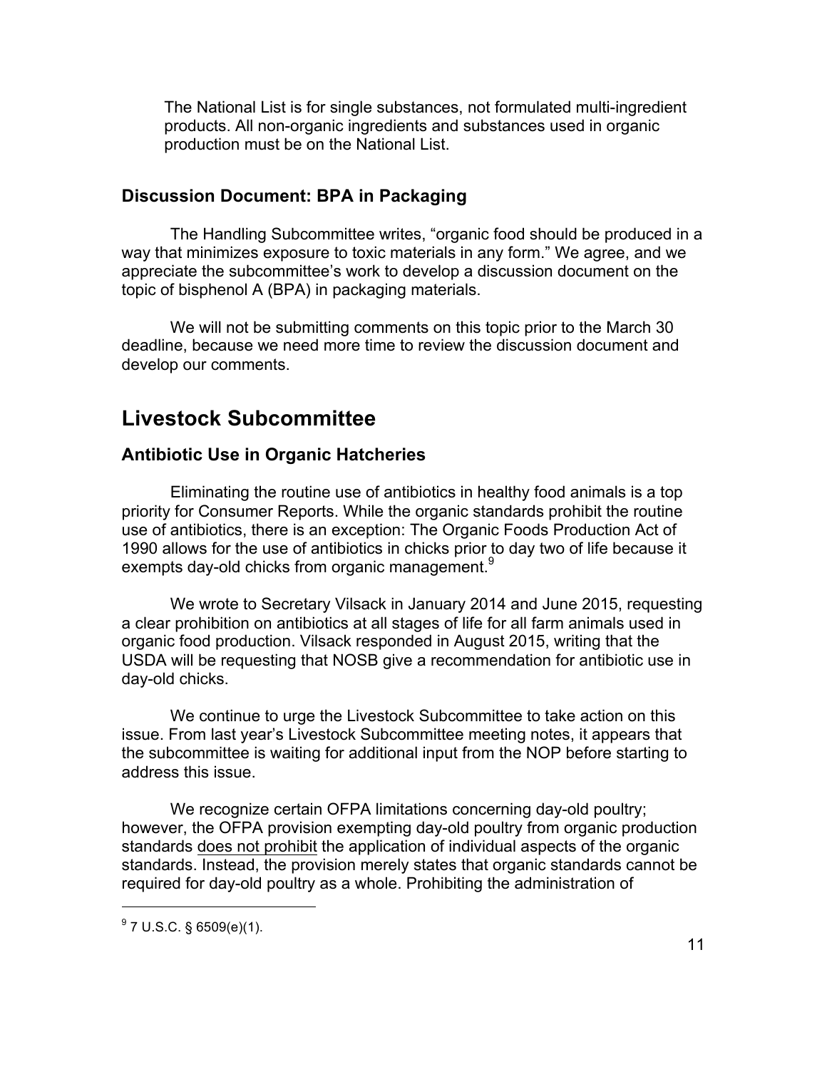The National List is for single substances, not formulated multi-ingredient products. All non-organic ingredients and substances used in organic production must be on the National List.

### Discussion Document: BPA in Packaging

The Handling Subcommittee writes, "organic food should be produced in a way that minimizes exposure to toxic materials in any form." We agree, and we appreciate the subcommittee's work to develop a discussion document on the topic of bisphenol A (BPA) in packaging materials.

We will not be submitting comments on this topic prior to the March 30 deadline, because we need more time to review the discussion document and develop our comments.

## Livestock Subcommittee

### Antibiotic Use in Organic Hatcheries

Eliminating the routine use of antibiotics in healthy food animals is a top priority for Consumer Reports. While the organic standards prohibit the routine use of antibiotics, there is an exception: The Organic Foods Production Act of 1990 allows for the use of antibiotics in chicks prior to day two of life because it exempts day-old chicks from organic management.[9]

We wrote to Secretary Vilsack in January 2014 and June 2015, requesting a clear prohibition on antibiotics at all stages of life for all farm animals used in organic food production. Vilsack responded in August 2015, writing that the USDA will be requesting that NOSB give a recommendation for antibiotic use in day-old chicks.

We continue to urge the Livestock Subcommittee to take action on this issue. From last year's Livestock Subcommittee meeting notes, it appears that the subcommittee is waiting for additional input from the NOP before starting to address this issue.

We recognize certain OFPA limitations concerning day-old poultry; however, the OFPA provision exempting day-old poultry from organic production standards <u>does not prohibit</u> the application of individual aspects of the organic standards. Instead, the provision merely states that organic standards cannot be required for day-old poultry as a whole. Prohibiting the administration of

[9] 7 U.S.C. § 6509(e)(1).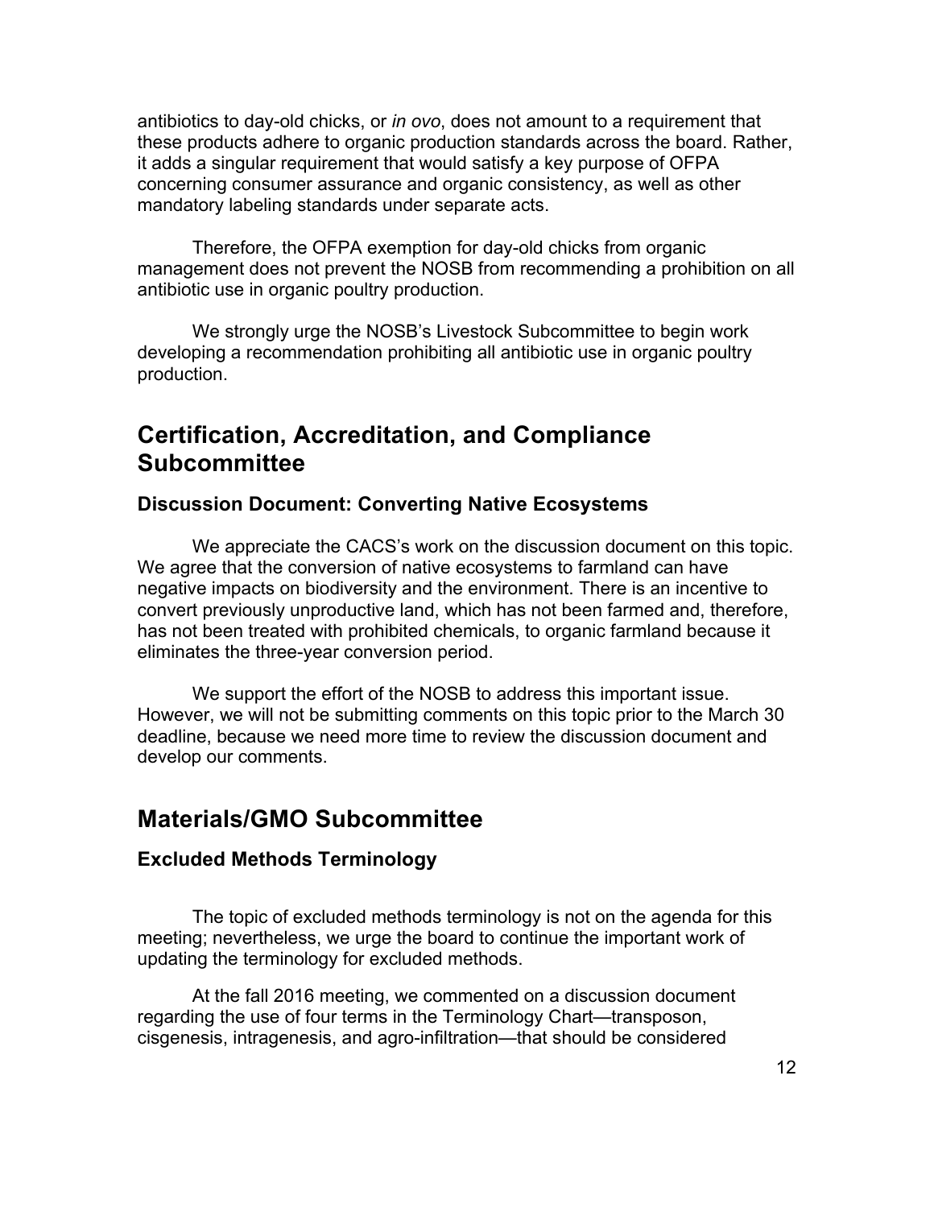antibiotics to day-old chicks, or *in ovo*, does not amount to a requirement that these products adhere to organic production standards across the board. Rather, it adds a singular requirement that would satisfy a key purpose of OFPA concerning consumer assurance and organic consistency, as well as other mandatory labeling standards under separate acts.

Therefore, the OFPA exemption for day-old chicks from organic management does not prevent the NOSB from recommending a prohibition on all antibiotic use in organic poultry production.

We strongly urge the NOSB's Livestock Subcommittee to begin work developing a recommendation prohibiting all antibiotic use in organic poultry production.

## Certification, Accreditation, and Compliance Subcommittee

### Discussion Document: Converting Native Ecosystems

We appreciate the CACS's work on the discussion document on this topic. We agree that the conversion of native ecosystems to farmland can have negative impacts on biodiversity and the environment. There is an incentive to convert previously unproductive land, which has not been farmed and, therefore, has not been treated with prohibited chemicals, to organic farmland because it eliminates the three-year conversion period.

We support the effort of the NOSB to address this important issue. However, we will not be submitting comments on this topic prior to the March 30 deadline, because we need more time to review the discussion document and develop our comments.

## Materials/GMO Subcommittee

### Excluded Methods Terminology

The topic of excluded methods terminology is not on the agenda for this meeting; nevertheless, we urge the board to continue the important work of updating the terminology for excluded methods.

At the fall 2016 meeting, we commented on a discussion document regarding the use of four terms in the Terminology Chart—transposon, cisgenesis, intragenesis, and agro-infiltration—that should be considered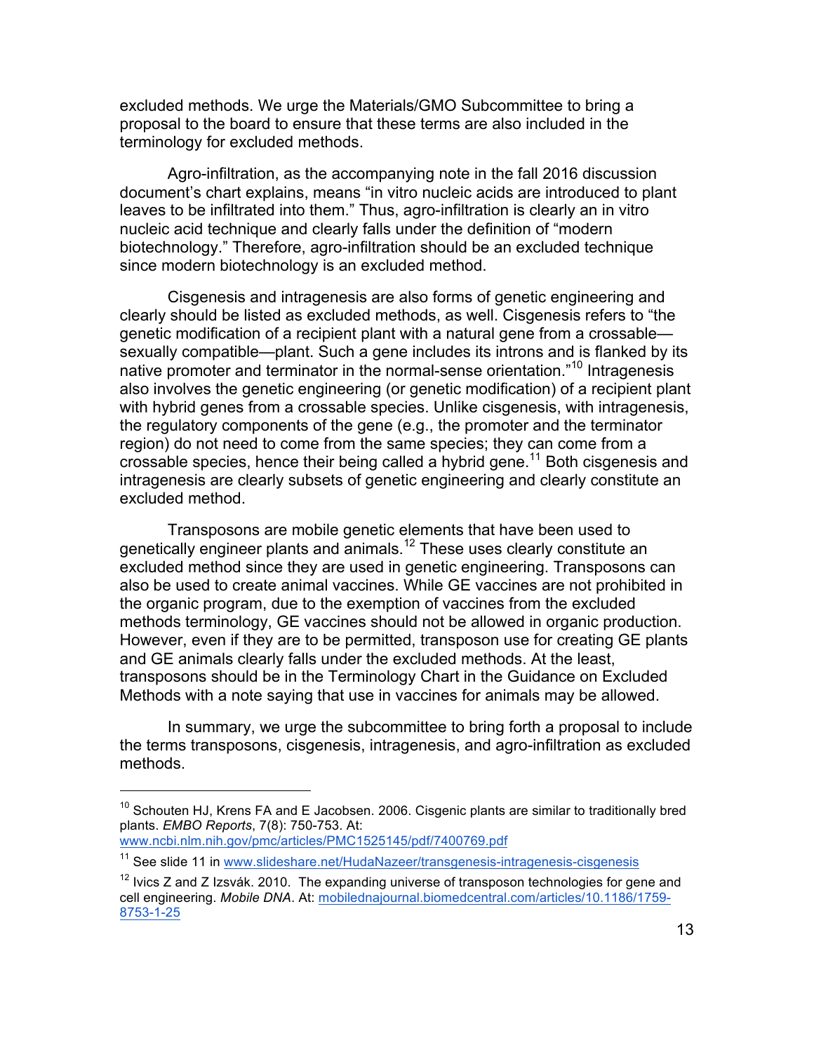excluded methods. We urge the Materials/GMO Subcommittee to bring a proposal to the board to ensure that these terms are also included in the terminology for excluded methods.

Agro-infiltration, as the accompanying note in the fall 2016 discussion document's chart explains, means "in vitro nucleic acids are introduced to plant leaves to be infiltrated into them." Thus, agro-infiltration is clearly an in vitro nucleic acid technique and clearly falls under the definition of "modern biotechnology." Therefore, agro-infiltration should be an excluded technique since modern biotechnology is an excluded method.

Cisgenesis and intragenesis are also forms of genetic engineering and clearly should be listed as excluded methods, as well. Cisgenesis refers to "the genetic modification of a recipient plant with a natural gene from a crossable—sexually compatible—plant. Such a gene includes its introns and is flanked by its native promoter and terminator in the normal-sense orientation."[10] Intragenesis also involves the genetic engineering (or genetic modification) of a recipient plant with hybrid genes from a crossable species. Unlike cisgenesis, with intragenesis, the regulatory components of the gene (e.g., the promoter and the terminator region) do not need to come from the same species; they can come from a crossable species, hence their being called a hybrid gene.[11] Both cisgenesis and intragenesis are clearly subsets of genetic engineering and clearly constitute an excluded method.

Transposons are mobile genetic elements that have been used to genetically engineer plants and animals.[12] These uses clearly constitute an excluded method since they are used in genetic engineering. Transposons can also be used to create animal vaccines. While GE vaccines are not prohibited in the organic program, due to the exemption of vaccines from the excluded methods terminology, GE vaccines should not be allowed in organic production. However, even if they are to be permitted, transposon use for creating GE plants and GE animals clearly falls under the excluded methods. At the least, transposons should be in the Terminology Chart in the Guidance on Excluded Methods with a note saying that use in vaccines for animals may be allowed.

In summary, we urge the subcommittee to bring forth a proposal to include the terms transposons, cisgenesis, intragenesis, and agro-infiltration as excluded methods.

---

[10] Schouten HJ, Krens FA and E Jacobsen. 2006. Cisgenic plants are similar to traditionally bred plants. *EMBO Reports*, 7(8): 750-753. At: www.ncbi.nlm.nih.gov/pmc/articles/PMC1525145/pdf/7400769.pdf

[11] See slide 11 in www.slideshare.net/HudaNazeer/transgenesis-intragenesis-cisgenesis

[12] Ivics Z and Z Izsvák. 2010. The expanding universe of transposon technologies for gene and cell engineering. *Mobile DNA*. At: mobilednajournal.biomedcentral.com/articles/10.1186/1759-8753-1-25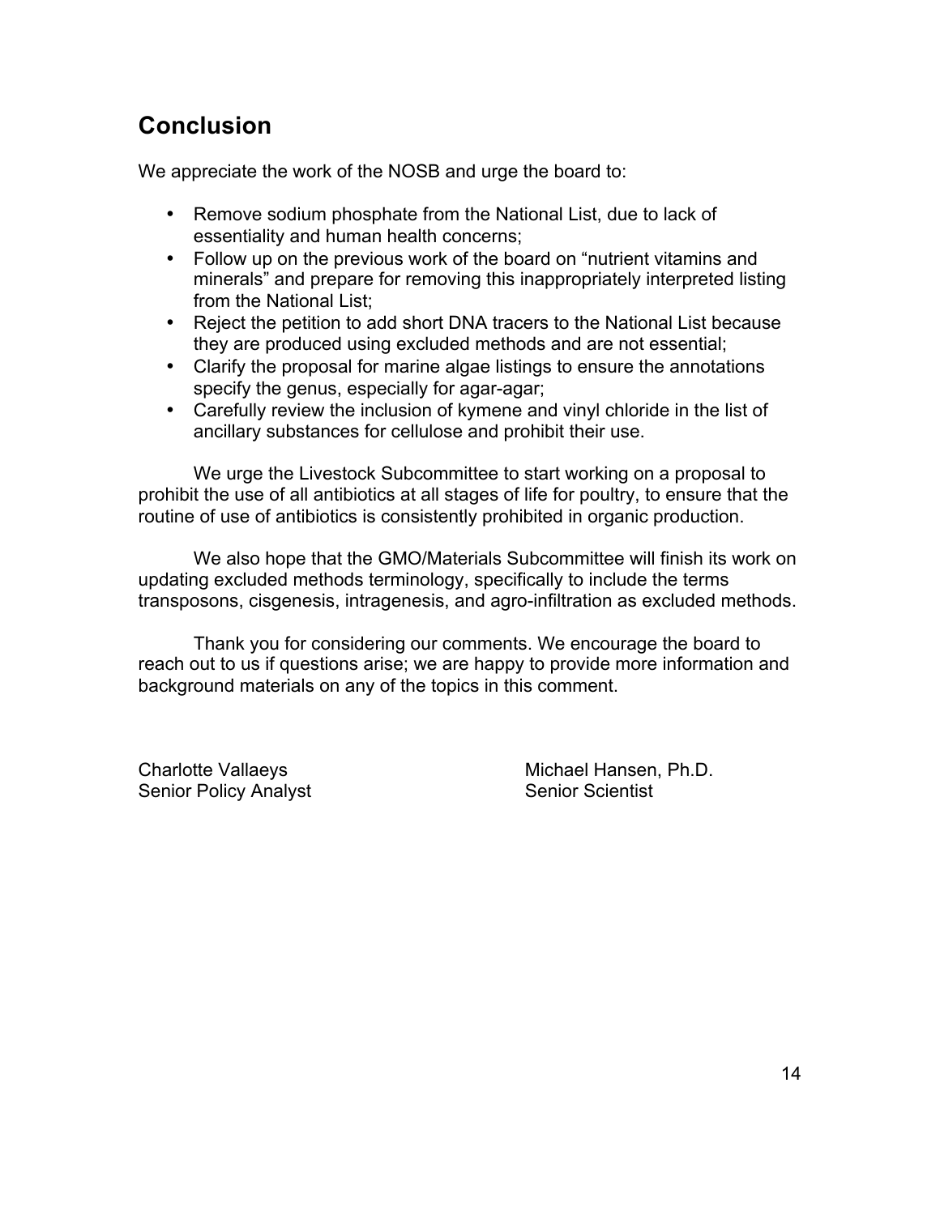## Conclusion

We appreciate the work of the NOSB and urge the board to:

- Remove sodium phosphate from the National List, due to lack of essentiality and human health concerns;
- Follow up on the previous work of the board on "nutrient vitamins and minerals" and prepare for removing this inappropriately interpreted listing from the National List;
- Reject the petition to add short DNA tracers to the National List because they are produced using excluded methods and are not essential;
- Clarify the proposal for marine algae listings to ensure the annotations specify the genus, especially for agar-agar;
- Carefully review the inclusion of kymene and vinyl chloride in the list of ancillary substances for cellulose and prohibit their use.

We urge the Livestock Subcommittee to start working on a proposal to prohibit the use of all antibiotics at all stages of life for poultry, to ensure that the routine of use of antibiotics is consistently prohibited in organic production.

We also hope that the GMO/Materials Subcommittee will finish its work on updating excluded methods terminology, specifically to include the terms transposons, cisgenesis, intragenesis, and agro-infiltration as excluded methods.

Thank you for considering our comments. We encourage the board to reach out to us if questions arise; we are happy to provide more information and background materials on any of the topics in this comment.

Charlotte Vallaeys
Senior Policy Analyst

Michael Hansen, Ph.D.
Senior Scientist